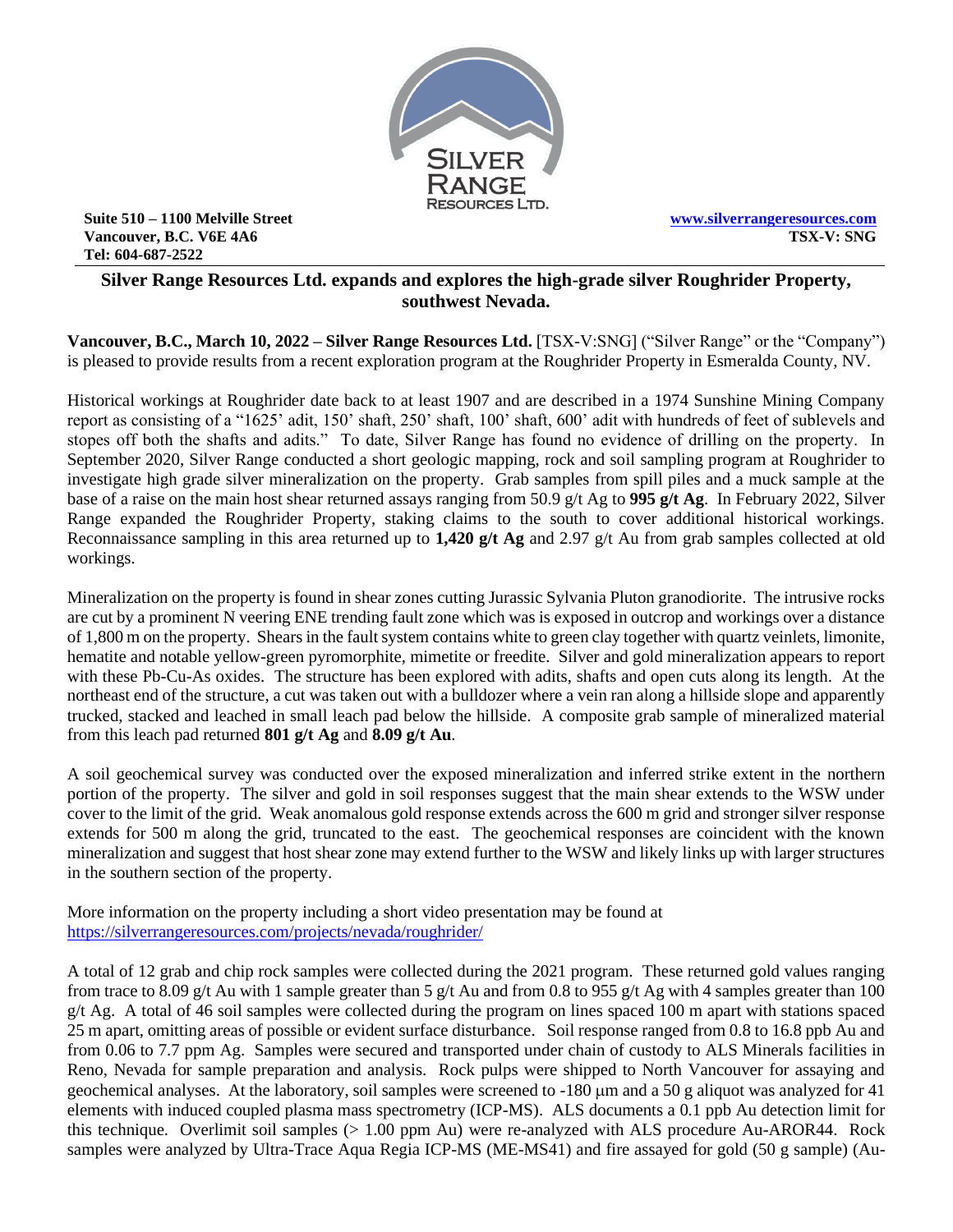Suite 510 – 1100 Melville Street
Vancouver, B.C. V6E 4A6
Tel: 604-687-2522

www.silverrangeresources.com
TSX-V: SNG

## Silver Range Resources Ltd. expands and explores the high-grade silver Roughrider Property, southwest Nevada.

**Vancouver, B.C., March 10, 2022 – Silver Range Resources Ltd.** [TSX-V:SNG] ("Silver Range" or the "Company") is pleased to provide results from a recent exploration program at the Roughrider Property in Esmeralda County, NV.

Historical workings at Roughrider date back to at least 1907 and are described in a 1974 Sunshine Mining Company report as consisting of a "1625' adit, 150' shaft, 250' shaft, 100' shaft, 600' adit with hundreds of feet of sublevels and stopes off both the shafts and adits." To date, Silver Range has found no evidence of drilling on the property. In September 2020, Silver Range conducted a short geologic mapping, rock and soil sampling program at Roughrider to investigate high grade silver mineralization on the property. Grab samples from spill piles and a muck sample at the base of a raise on the main host shear returned assays ranging from 50.9 g/t Ag to **995 g/t Ag**. In February 2022, Silver Range expanded the Roughrider Property, staking claims to the south to cover additional historical workings. Reconnaissance sampling in this area returned up to **1,420 g/t Ag** and 2.97 g/t Au from grab samples collected at old workings.

Mineralization on the property is found in shear zones cutting Jurassic Sylvania Pluton granodiorite. The intrusive rocks are cut by a prominent N veering ENE trending fault zone which was is exposed in outcrop and workings over a distance of 1,800 m on the property. Shears in the fault system contains white to green clay together with quartz veinlets, limonite, hematite and notable yellow-green pyromorphite, mimetite or freedite. Silver and gold mineralization appears to report with these Pb-Cu-As oxides. The structure has been explored with adits, shafts and open cuts along its length. At the northeast end of the structure, a cut was taken out with a bulldozer where a vein ran along a hillside slope and apparently trucked, stacked and leached in small leach pad below the hillside. A composite grab sample of mineralized material from this leach pad returned **801 g/t Ag** and **8.09 g/t Au**.

A soil geochemical survey was conducted over the exposed mineralization and inferred strike extent in the northern portion of the property. The silver and gold in soil responses suggest that the main shear extends to the WSW under cover to the limit of the grid. Weak anomalous gold response extends across the 600 m grid and stronger silver response extends for 500 m along the grid, truncated to the east. The geochemical responses are coincident with the known mineralization and suggest that host shear zone may extend further to the WSW and likely links up with larger structures in the southern section of the property.

More information on the property including a short video presentation may be found at
https://silverrangeresources.com/projects/nevada/roughrider/

A total of 12 grab and chip rock samples were collected during the 2021 program. These returned gold values ranging from trace to 8.09 g/t Au with 1 sample greater than 5 g/t Au and from 0.8 to 955 g/t Ag with 4 samples greater than 100 g/t Ag. A total of 46 soil samples were collected during the program on lines spaced 100 m apart with stations spaced 25 m apart, omitting areas of possible or evident surface disturbance. Soil response ranged from 0.8 to 16.8 ppb Au and from 0.06 to 7.7 ppm Ag. Samples were secured and transported under chain of custody to ALS Minerals facilities in Reno, Nevada for sample preparation and analysis. Rock pulps were shipped to North Vancouver for assaying and geochemical analyses. At the laboratory, soil samples were screened to -180 µm and a 50 g aliquot was analyzed for 41 elements with induced coupled plasma mass spectrometry (ICP-MS). ALS documents a 0.1 ppb Au detection limit for this technique. Overlimit soil samples (> 1.00 ppm Au) were re-analyzed with ALS procedure Au-AROR44. Rock samples were analyzed by Ultra-Trace Aqua Regia ICP-MS (ME-MS41) and fire assayed for gold (50 g sample) (Au-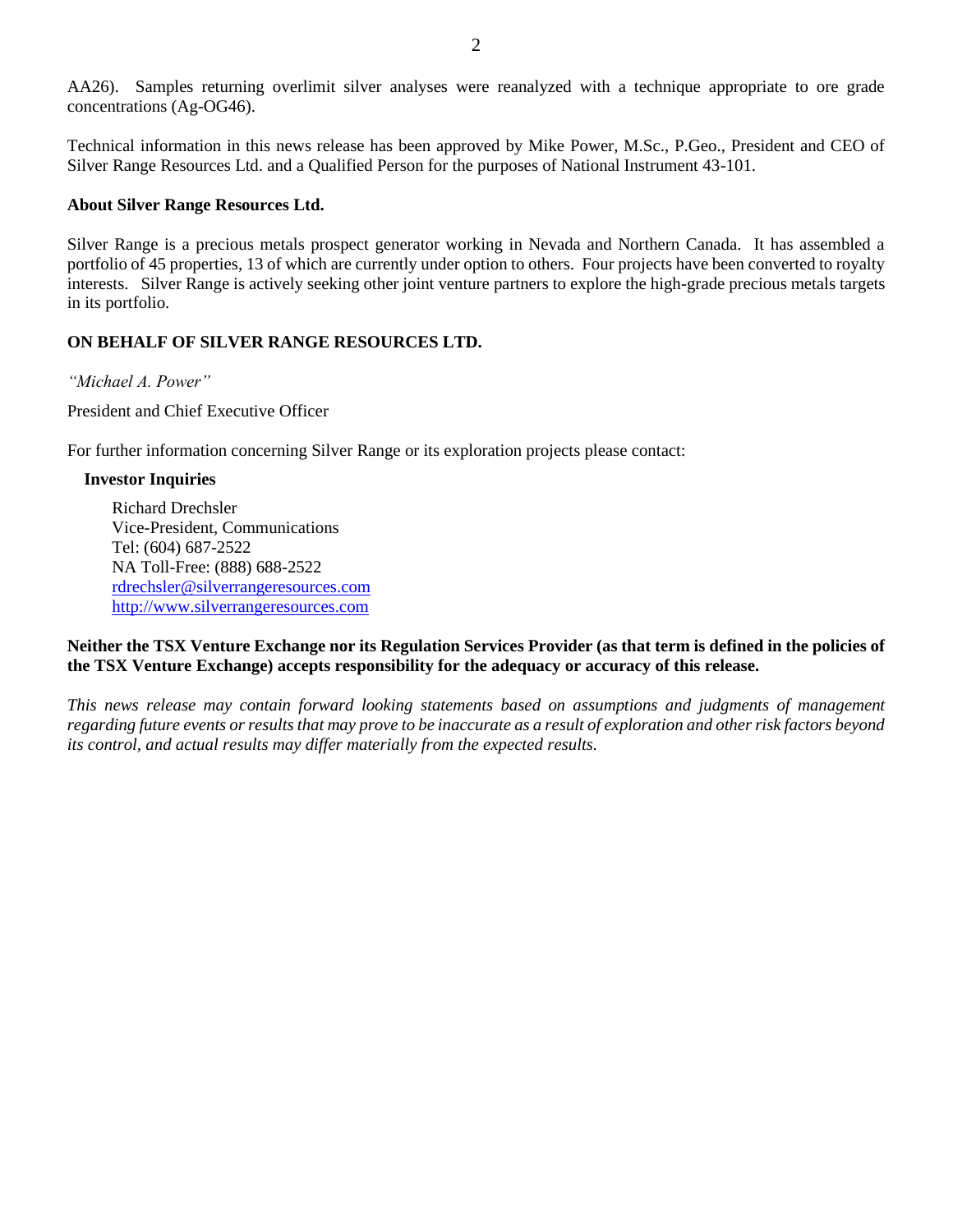AA26). Samples returning overlimit silver analyses were reanalyzed with a technique appropriate to ore grade concentrations (Ag-OG46).

Technical information in this news release has been approved by Mike Power, M.Sc., P.Geo., President and CEO of Silver Range Resources Ltd. and a Qualified Person for the purposes of National Instrument 43-101.

**About Silver Range Resources Ltd.**

Silver Range is a precious metals prospect generator working in Nevada and Northern Canada. It has assembled a portfolio of 45 properties, 13 of which are currently under option to others. Four projects have been converted to royalty interests. Silver Range is actively seeking other joint venture partners to explore the high-grade precious metals targets in its portfolio.

**ON BEHALF OF SILVER RANGE RESOURCES LTD.**

*"Michael A. Power"*

President and Chief Executive Officer

For further information concerning Silver Range or its exploration projects please contact:

**Investor Inquiries**

Richard Drechsler
Vice-President, Communications
Tel: (604) 687-2522
NA Toll-Free: (888) 688-2522
rdrechsler@silverrangeresources.com
http://www.silverrangeresources.com

**Neither the TSX Venture Exchange nor its Regulation Services Provider (as that term is defined in the policies of the TSX Venture Exchange) accepts responsibility for the adequacy or accuracy of this release.**

*This news release may contain forward looking statements based on assumptions and judgments of management regarding future events or results that may prove to be inaccurate as a result of exploration and other risk factors beyond its control, and actual results may differ materially from the expected results.*